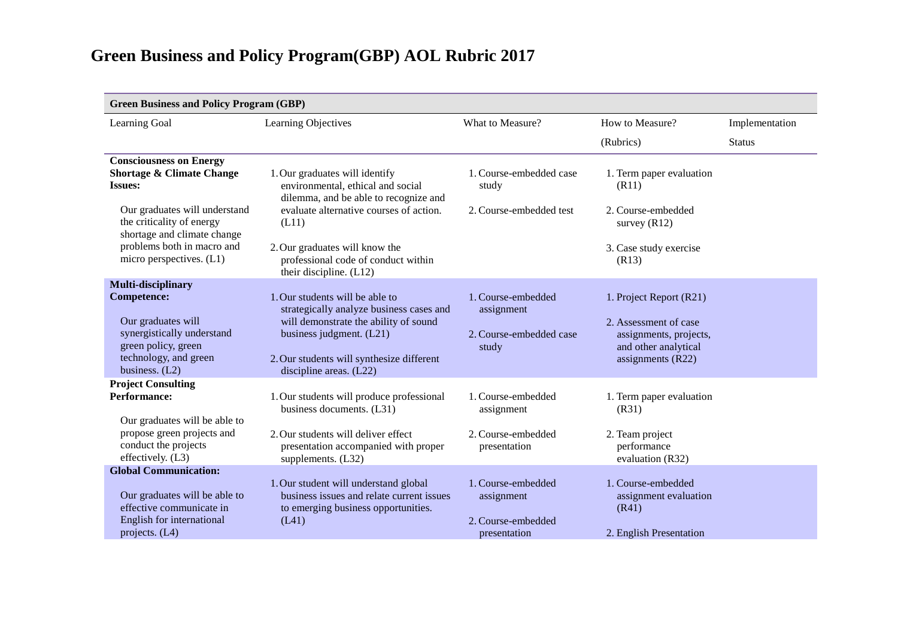# Green Business and Policy Program(GBP) AOL Rubric 2017

| Green Business and Policy Program (GBP) | | | | |
|---|---|---|---|---|
| Learning Goal | Learning Objectives | What to Measure? | How to Measure? (Rubrics) | Implementation Status |
| **Consciousness on Energy Shortage & Climate Change Issues:** Our graduates will understand the criticality of energy shortage and climate change problems both in macro and micro perspectives. (L1) | 1. Our graduates will identify environmental, ethical and social dilemma, and be able to recognize and evaluate alternative courses of action. (L11)<br>2. Our graduates will know the professional code of conduct within their discipline. (L12) | 1. Course-embedded case study<br>2. Course-embedded test | 1. Term paper evaluation (R11)<br>2. Course-embedded survey (R12)<br>3. Case study exercise (R13) | |
| **Multi-disciplinary Competence:** Our graduates will synergistically understand green policy, green technology, and green business. (L2) | 1. Our students will be able to strategically analyze business cases and will demonstrate the ability of sound business judgment. (L21)<br>2. Our students will synthesize different discipline areas. (L22) | 1. Course-embedded assignment<br>2. Course-embedded case study | 1. Project Report (R21)<br>2. Assessment of case assignments, projects, and other analytical assignments (R22) | |
| **Project Consulting Performance:** Our graduates will be able to propose green projects and conduct the projects effectively. (L3) | 1. Our students will produce professional business documents. (L31)<br>2. Our students will deliver effect presentation accompanied with proper supplements. (L32) | 1. Course-embedded assignment<br>2. Course-embedded presentation | 1. Term paper evaluation (R31)<br>2. Team project performance evaluation (R32) | |
| **Global Communication:** Our graduates will be able to effective communicate in English for international projects. (L4) | 1. Our student will understand global business issues and relate current issues to emerging business opportunities. (L41) | 1. Course-embedded assignment<br>2. Course-embedded presentation | 1. Course-embedded assignment evaluation (R41)<br>2. English Presentation | |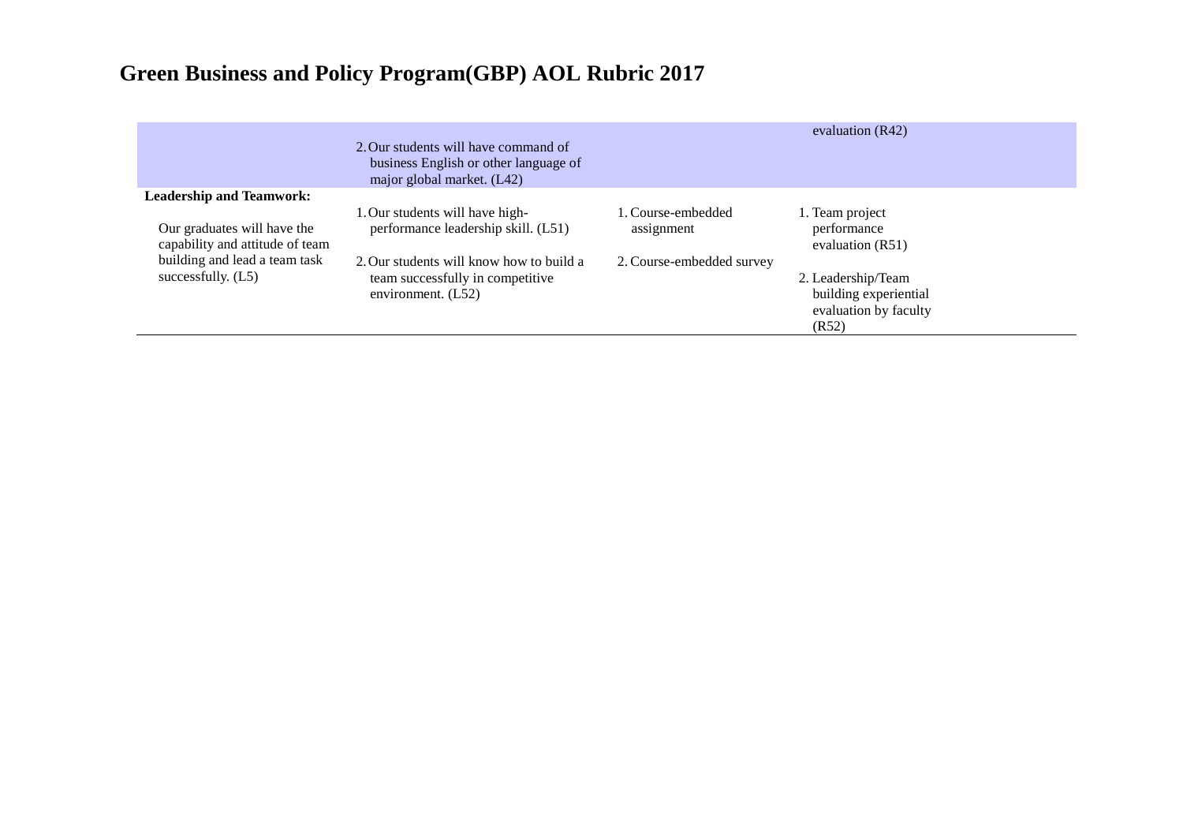# Green Business and Policy Program(GBP) AOL Rubric 2017

| | | | |
|---|---|---|---|
| | 2. Our students will have command of business English or other language of major global market. (L42) | | evaluation (R42) |
| **Leadership and Teamwork:**<br><br>Our graduates will have the capability and attitude of team building and lead a team task successfully. (L5) | 1. Our students will have high-performance leadership skill. (L51)<br><br>2. Our students will know how to build a team successfully in competitive environment. (L52) | 1. Course-embedded assignment<br><br>2. Course-embedded survey | 1. Team project performance evaluation (R51)<br><br>2. Leadership/Team building experiential evaluation by faculty (R52) |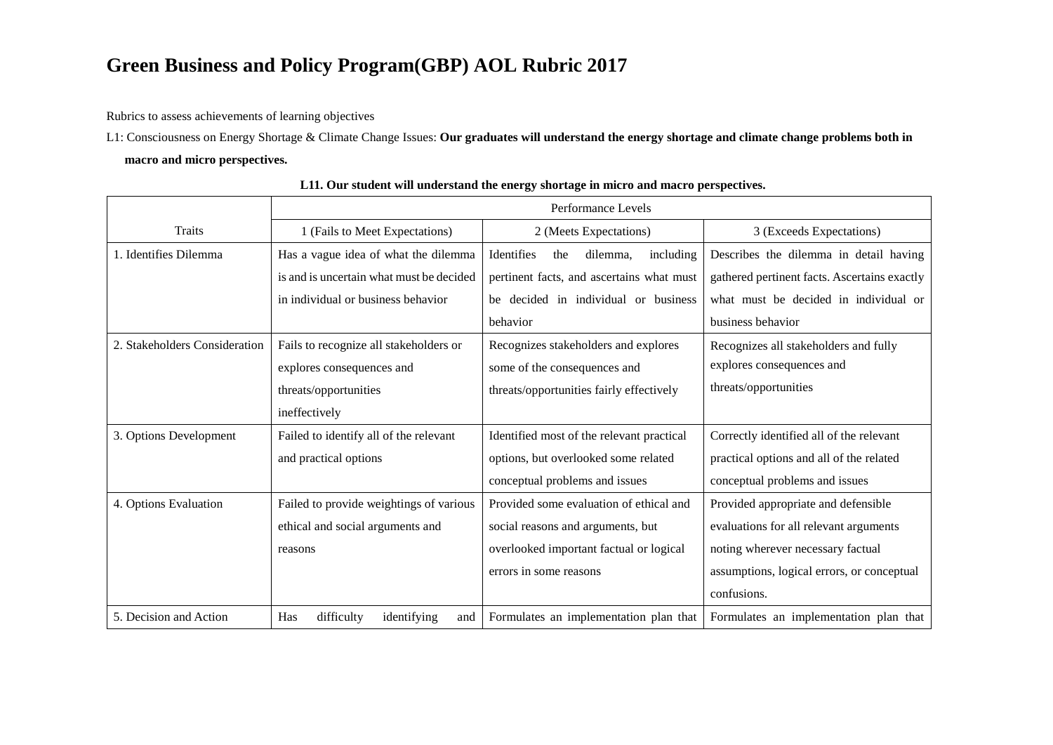# Green Business and Policy Program(GBP) AOL Rubric 2017

Rubrics to assess achievements of learning objectives

L1: Consciousness on Energy Shortage & Climate Change Issues: **Our graduates will understand the energy shortage and climate change problems both in macro and micro perspectives.**

**L11. Our student will understand the energy shortage in micro and macro perspectives.**

| Traits | Performance Levels | | |
|---|---|---|---|
| | 1 (Fails to Meet Expectations) | 2 (Meets Expectations) | 3 (Exceeds Expectations) |
| 1. Identifies Dilemma | Has a vague idea of what the dilemma is and is uncertain what must be decided in individual or business behavior | Identifies the dilemma, including pertinent facts, and ascertains what must be decided in individual or business behavior | Describes the dilemma in detail having gathered pertinent facts. Ascertains exactly what must be decided in individual or business behavior |
| 2. Stakeholders Consideration | Fails to recognize all stakeholders or explores consequences and threats/opportunities ineffectively | Recognizes stakeholders and explores some of the consequences and threats/opportunities fairly effectively | Recognizes all stakeholders and fully explores consequences and threats/opportunities |
| 3. Options Development | Failed to identify all of the relevant and practical options | Identified most of the relevant practical options, but overlooked some related conceptual problems and issues | Correctly identified all of the relevant practical options and all of the related conceptual problems and issues |
| 4. Options Evaluation | Failed to provide weightings of various ethical and social arguments and reasons | Provided some evaluation of ethical and social reasons and arguments, but overlooked important factual or logical errors in some reasons | Provided appropriate and defensible evaluations for all relevant arguments noting wherever necessary factual assumptions, logical errors, or conceptual confusions. |
| 5. Decision and Action | Has difficulty identifying and | Formulates an implementation plan that | Formulates an implementation plan that |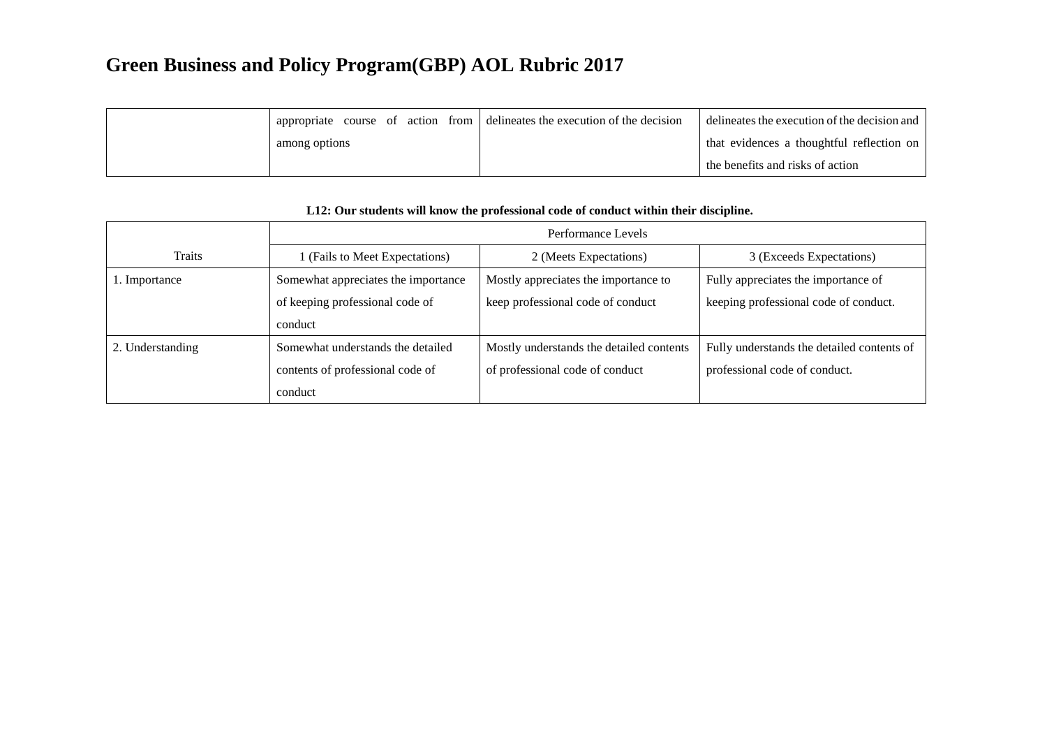# Green Business and Policy Program(GBP) AOL Rubric 2017

| | | | |
|---|---|---|---|
| | appropriate course of action from among options | delineates the execution of the decision | delineates the execution of the decision and that evidences a thoughtful reflection on the benefits and risks of action |

**L12: Our students will know the professional code of conduct within their discipline.**

| Traits | Performance Levels | | |
|---|---|---|---|
| | 1 (Fails to Meet Expectations) | 2 (Meets Expectations) | 3 (Exceeds Expectations) |
| 1. Importance | Somewhat appreciates the importance of keeping professional code of conduct | Mostly appreciates the importance to keep professional code of conduct | Fully appreciates the importance of keeping professional code of conduct. |
| 2. Understanding | Somewhat understands the detailed contents of professional code of conduct | Mostly understands the detailed contents of professional code of conduct | Fully understands the detailed contents of professional code of conduct. |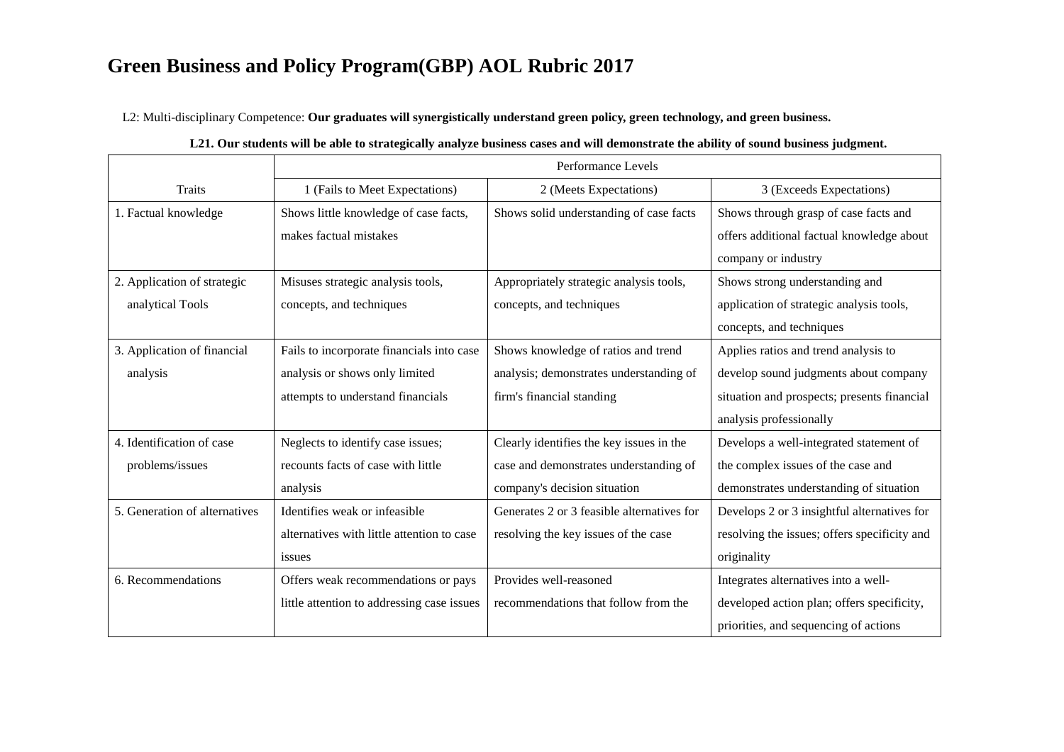# Green Business and Policy Program(GBP) AOL Rubric 2017

L2: Multi-disciplinary Competence: **Our graduates will synergistically understand green policy, green technology, and green business.**

**L21. Our students will be able to strategically analyze business cases and will demonstrate the ability of sound business judgment.**

| | Performance Levels | | |
|---|---|---|---|
| Traits | 1 (Fails to Meet Expectations) | 2 (Meets Expectations) | 3 (Exceeds Expectations) |
| 1. Factual knowledge | Shows little knowledge of case facts, makes factual mistakes | Shows solid understanding of case facts | Shows through grasp of case facts and offers additional factual knowledge about company or industry |
| 2. Application of strategic analytical Tools | Misuses strategic analysis tools, concepts, and techniques | Appropriately strategic analysis tools, concepts, and techniques | Shows strong understanding and application of strategic analysis tools, concepts, and techniques |
| 3. Application of financial analysis | Fails to incorporate financials into case analysis or shows only limited attempts to understand financials | Shows knowledge of ratios and trend analysis; demonstrates understanding of firm's financial standing | Applies ratios and trend analysis to develop sound judgments about company situation and prospects; presents financial analysis professionally |
| 4. Identification of case problems/issues | Neglects to identify case issues; recounts facts of case with little analysis | Clearly identifies the key issues in the case and demonstrates understanding of company's decision situation | Develops a well-integrated statement of the complex issues of the case and demonstrates understanding of situation |
| 5. Generation of alternatives | Identifies weak or infeasible alternatives with little attention to case issues | Generates 2 or 3 feasible alternatives for resolving the key issues of the case | Develops 2 or 3 insightful alternatives for resolving the issues; offers specificity and originality |
| 6. Recommendations | Offers weak recommendations or pays little attention to addressing case issues | Provides well-reasoned recommendations that follow from the | Integrates alternatives into a well-developed action plan; offers specificity, priorities, and sequencing of actions |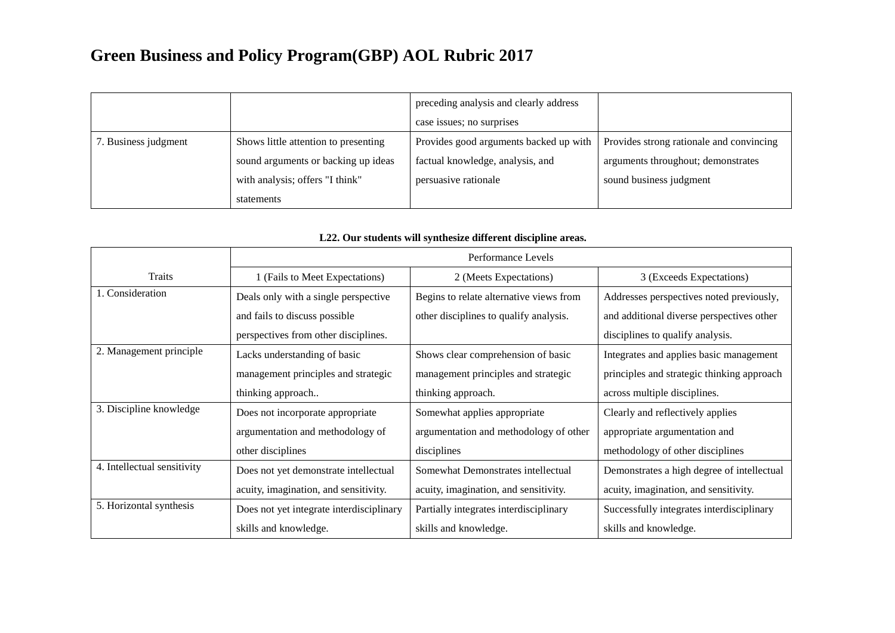# Green Business and Policy Program(GBP) AOL Rubric 2017

| | | | |
|---|---|---|---|
| | | preceding analysis and clearly address case issues; no surprises | |
| 7. Business judgment | Shows little attention to presenting sound arguments or backing up ideas with analysis; offers "I think" statements | Provides good arguments backed up with factual knowledge, analysis, and persuasive rationale | Provides strong rationale and convincing arguments throughout; demonstrates sound business judgment |

**L22. Our students will synthesize different discipline areas.**

| Traits | Performance Levels | | |
|---|---|---|---|
| | 1 (Fails to Meet Expectations) | 2 (Meets Expectations) | 3 (Exceeds Expectations) |
| 1. Consideration | Deals only with a single perspective and fails to discuss possible perspectives from other disciplines. | Begins to relate alternative views from other disciplines to qualify analysis. | Addresses perspectives noted previously, and additional diverse perspectives other disciplines to qualify analysis. |
| 2. Management principle | Lacks understanding of basic management principles and strategic thinking approach.. | Shows clear comprehension of basic management principles and strategic thinking approach. | Integrates and applies basic management principles and strategic thinking approach across multiple disciplines. |
| 3. Discipline knowledge | Does not incorporate appropriate argumentation and methodology of other disciplines | Somewhat applies appropriate argumentation and methodology of other disciplines | Clearly and reflectively applies appropriate argumentation and methodology of other disciplines |
| 4. Intellectual sensitivity | Does not yet demonstrate intellectual acuity, imagination, and sensitivity. | Somewhat Demonstrates intellectual acuity, imagination, and sensitivity. | Demonstrates a high degree of intellectual acuity, imagination, and sensitivity. |
| 5. Horizontal synthesis | Does not yet integrate interdisciplinary skills and knowledge. | Partially integrates interdisciplinary skills and knowledge. | Successfully integrates interdisciplinary skills and knowledge. |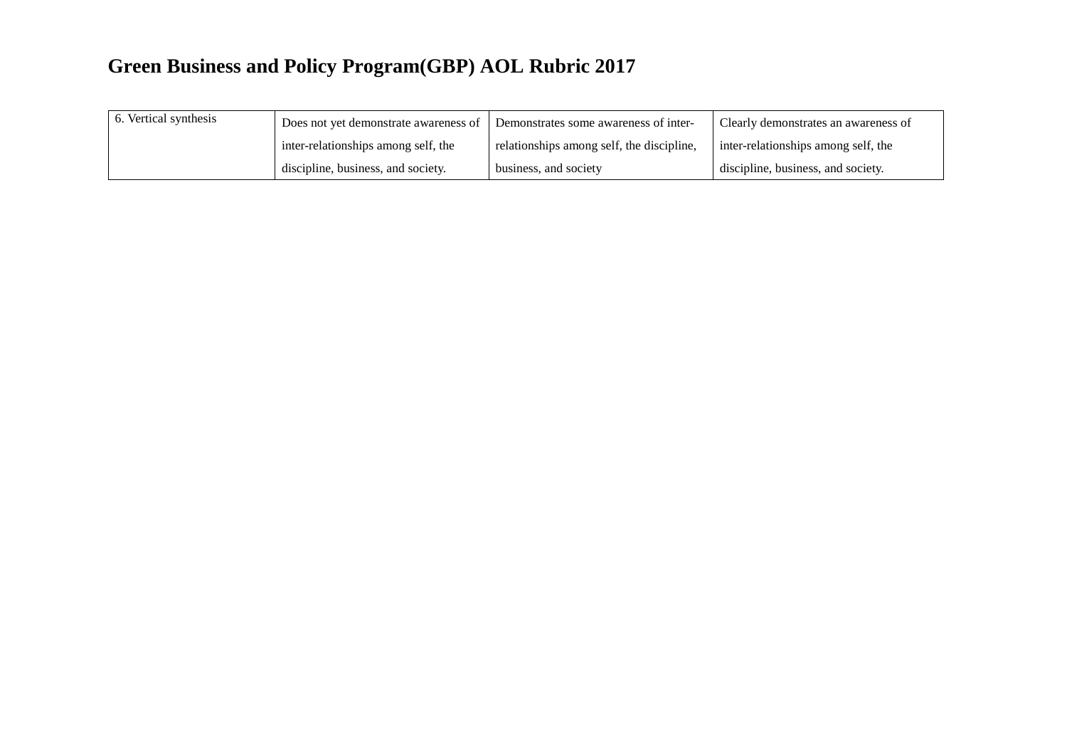# Green Business and Policy Program(GBP) AOL Rubric 2017

| | | | |
|---|---|---|---|
| 6. Vertical synthesis | Does not yet demonstrate awareness of inter-relationships among self, the discipline, business, and society. | Demonstrates some awareness of inter-relationships among self, the discipline, business, and society | Clearly demonstrates an awareness of inter-relationships among self, the discipline, business, and society. |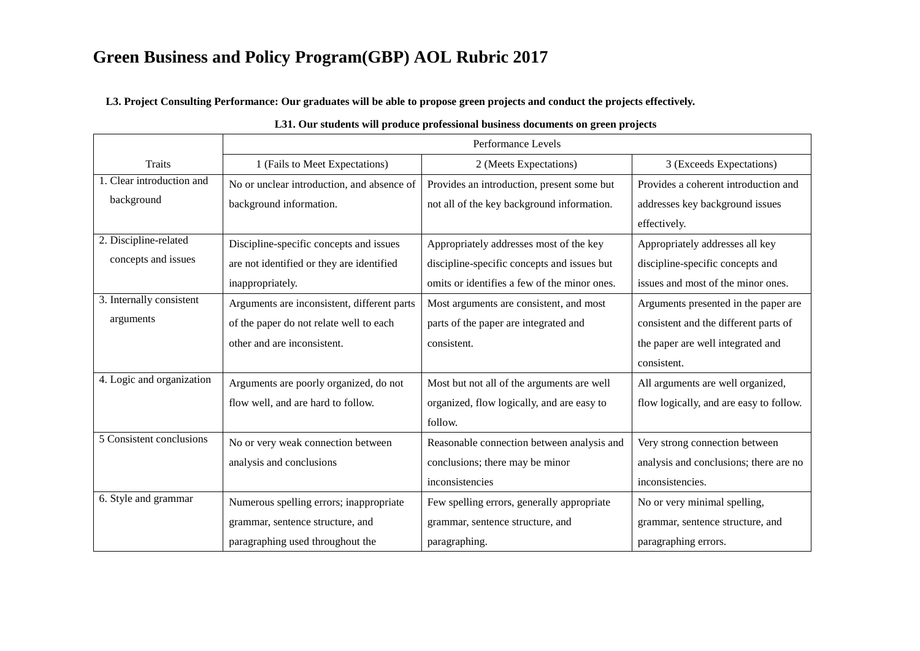# Green Business and Policy Program(GBP) AOL Rubric 2017

**L3. Project Consulting Performance: Our graduates will be able to propose green projects and conduct the projects effectively.**

**L31. Our students will produce professional business documents on green projects**

| Traits | Performance Levels | | |
|---|---|---|---|
| | 1 (Fails to Meet Expectations) | 2 (Meets Expectations) | 3 (Exceeds Expectations) |
| 1. Clear introduction and background | No or unclear introduction, and absence of background information. | Provides an introduction, present some but not all of the key background information. | Provides a coherent introduction and addresses key background issues effectively. |
| 2. Discipline-related concepts and issues | Discipline-specific concepts and issues are not identified or they are identified inappropriately. | Appropriately addresses most of the key discipline-specific concepts and issues but omits or identifies a few of the minor ones. | Appropriately addresses all key discipline-specific concepts and issues and most of the minor ones. |
| 3. Internally consistent arguments | Arguments are inconsistent, different parts of the paper do not relate well to each other and are inconsistent. | Most arguments are consistent, and most parts of the paper are integrated and consistent. | Arguments presented in the paper are consistent and the different parts of the paper are well integrated and consistent. |
| 4. Logic and organization | Arguments are poorly organized, do not flow well, and are hard to follow. | Most but not all of the arguments are well organized, flow logically, and are easy to follow. | All arguments are well organized, flow logically, and are easy to follow. |
| 5 Consistent conclusions | No or very weak connection between analysis and conclusions | Reasonable connection between analysis and conclusions; there may be minor inconsistencies | Very strong connection between analysis and conclusions; there are no inconsistencies. |
| 6. Style and grammar | Numerous spelling errors; inappropriate grammar, sentence structure, and paragraphing used throughout the | Few spelling errors, generally appropriate grammar, sentence structure, and paragraphing. | No or very minimal spelling, grammar, sentence structure, and paragraphing errors. |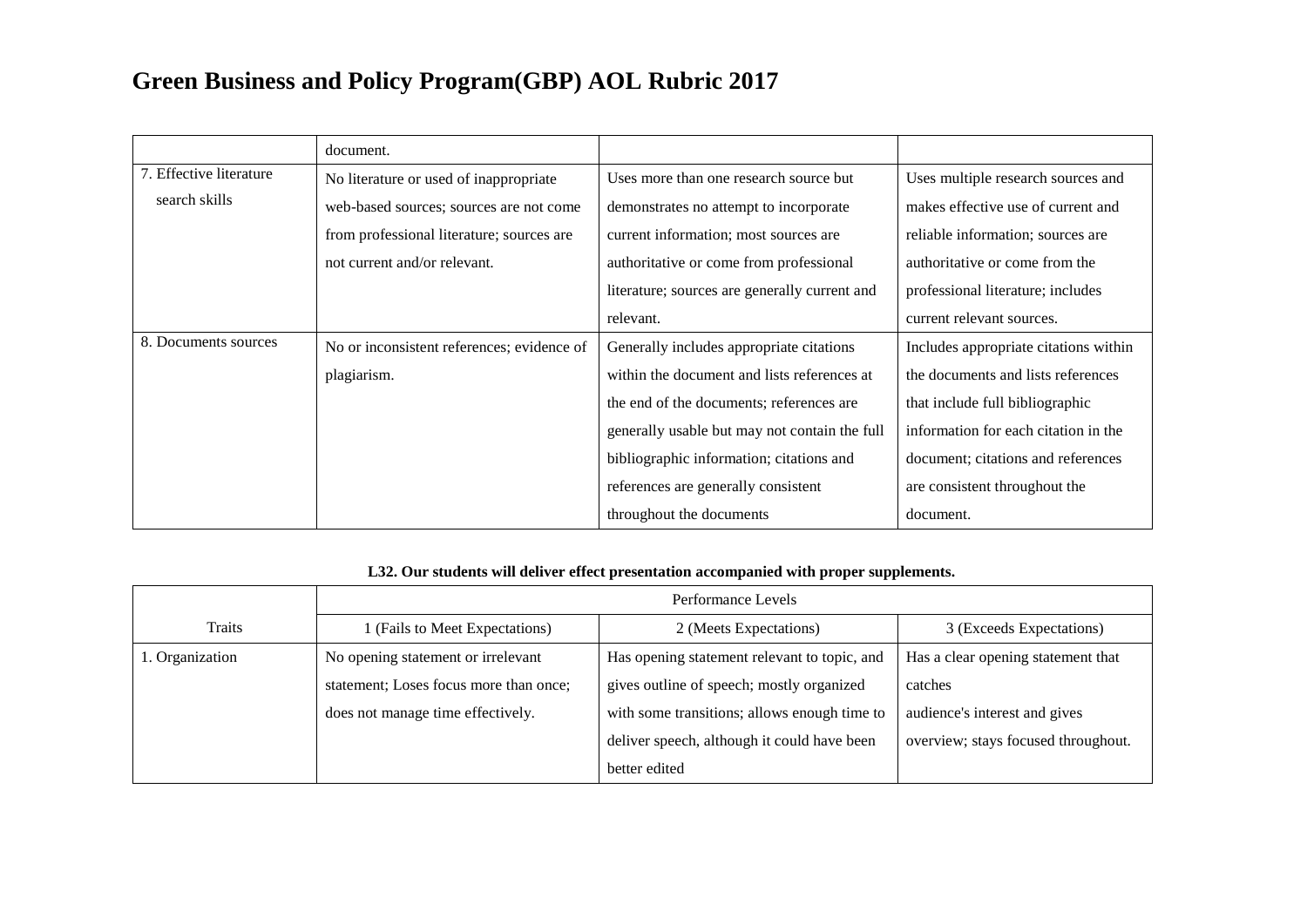# Green Business and Policy Program(GBP) AOL Rubric 2017

| | | | |
|---|---|---|---|
| | document. | | |
| 7. Effective literature search skills | No literature or used of inappropriate web-based sources; sources are not come from professional literature; sources are not current and/or relevant. | Uses more than one research source but demonstrates no attempt to incorporate current information; most sources are authoritative or come from professional literature; sources are generally current and relevant. | Uses multiple research sources and makes effective use of current and reliable information; sources are authoritative or come from the professional literature; includes current relevant sources. |
| 8. Documents sources | No or inconsistent references; evidence of plagiarism. | Generally includes appropriate citations within the document and lists references at the end of the documents; references are generally usable but may not contain the full bibliographic information; citations and references are generally consistent throughout the documents | Includes appropriate citations within the documents and lists references that include full bibliographic information for each citation in the document; citations and references are consistent throughout the document. |

**L32. Our students will deliver effect presentation accompanied with proper supplements.**

| Traits | Performance Levels | | |
|---|---|---|---|
| | 1 (Fails to Meet Expectations) | 2 (Meets Expectations) | 3 (Exceeds Expectations) |
| 1. Organization | No opening statement or irrelevant statement; Loses focus more than once; does not manage time effectively. | Has opening statement relevant to topic, and gives outline of speech; mostly organized with some transitions; allows enough time to deliver speech, although it could have been better edited | Has a clear opening statement that catches audience's interest and gives overview; stays focused throughout. |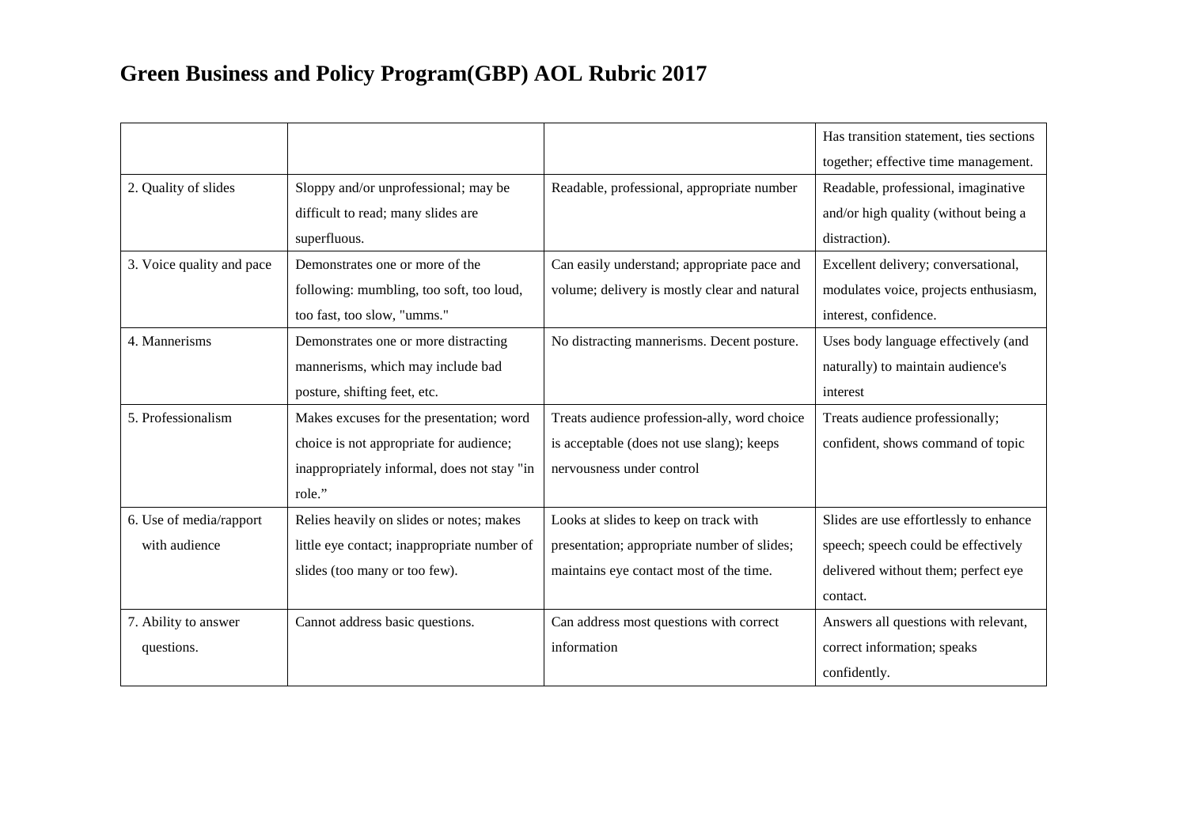# Green Business and Policy Program(GBP) AOL Rubric 2017

| | | | |
|---|---|---|---|
| | | | Has transition statement, ties sections together; effective time management. |
| 2. Quality of slides | Sloppy and/or unprofessional; may be difficult to read; many slides are superfluous. | Readable, professional, appropriate number | Readable, professional, imaginative and/or high quality (without being a distraction). |
| 3. Voice quality and pace | Demonstrates one or more of the following: mumbling, too soft, too loud, too fast, too slow, "umms." | Can easily understand; appropriate pace and volume; delivery is mostly clear and natural | Excellent delivery; conversational, modulates voice, projects enthusiasm, interest, confidence. |
| 4. Mannerisms | Demonstrates one or more distracting mannerisms, which may include bad posture, shifting feet, etc. | No distracting mannerisms. Decent posture. | Uses body language effectively (and naturally) to maintain audience's interest |
| 5. Professionalism | Makes excuses for the presentation; word choice is not appropriate for audience; inappropriately informal, does not stay "in role." | Treats audience profession-ally, word choice is acceptable (does not use slang); keeps nervousness under control | Treats audience professionally; confident, shows command of topic |
| 6. Use of media/rapport with audience | Relies heavily on slides or notes; makes little eye contact; inappropriate number of slides (too many or too few). | Looks at slides to keep on track with presentation; appropriate number of slides; maintains eye contact most of the time. | Slides are use effortlessly to enhance speech; speech could be effectively delivered without them; perfect eye contact. |
| 7. Ability to answer questions. | Cannot address basic questions. | Can address most questions with correct information | Answers all questions with relevant, correct information; speaks confidently. |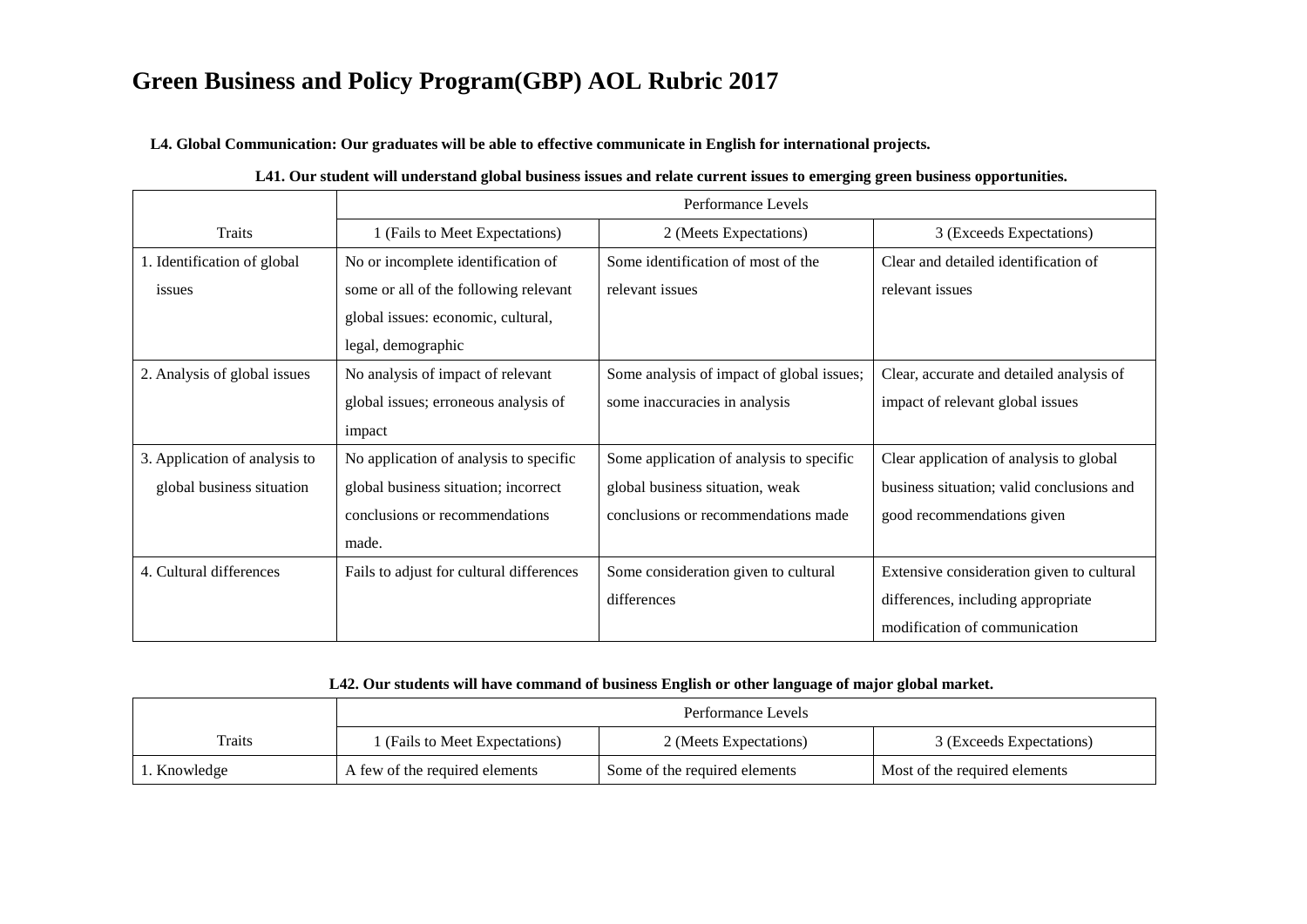# Green Business and Policy Program(GBP) AOL Rubric 2017

**L4. Global Communication: Our graduates will be able to effective communicate in English for international projects.**

**L41. Our student will understand global business issues and relate current issues to emerging green business opportunities.**

| | Performance Levels | | |
|---|---|---|---|
| Traits | 1 (Fails to Meet Expectations) | 2 (Meets Expectations) | 3 (Exceeds Expectations) |
| 1. Identification of global issues | No or incomplete identification of some or all of the following relevant global issues: economic, cultural, legal, demographic | Some identification of most of the relevant issues | Clear and detailed identification of relevant issues |
| 2. Analysis of global issues | No analysis of impact of relevant global issues; erroneous analysis of impact | Some analysis of impact of global issues; some inaccuracies in analysis | Clear, accurate and detailed analysis of impact of relevant global issues |
| 3. Application of analysis to global business situation | No application of analysis to specific global business situation; incorrect conclusions or recommendations made. | Some application of analysis to specific global business situation, weak conclusions or recommendations made | Clear application of analysis to global business situation; valid conclusions and good recommendations given |
| 4. Cultural differences | Fails to adjust for cultural differences | Some consideration given to cultural differences | Extensive consideration given to cultural differences, including appropriate modification of communication |

**L42. Our students will have command of business English or other language of major global market.**

| | Performance Levels | | |
|---|---|---|---|
| Traits | 1 (Fails to Meet Expectations) | 2 (Meets Expectations) | 3 (Exceeds Expectations) |
| 1. Knowledge | A few of the required elements | Some of the required elements | Most of the required elements |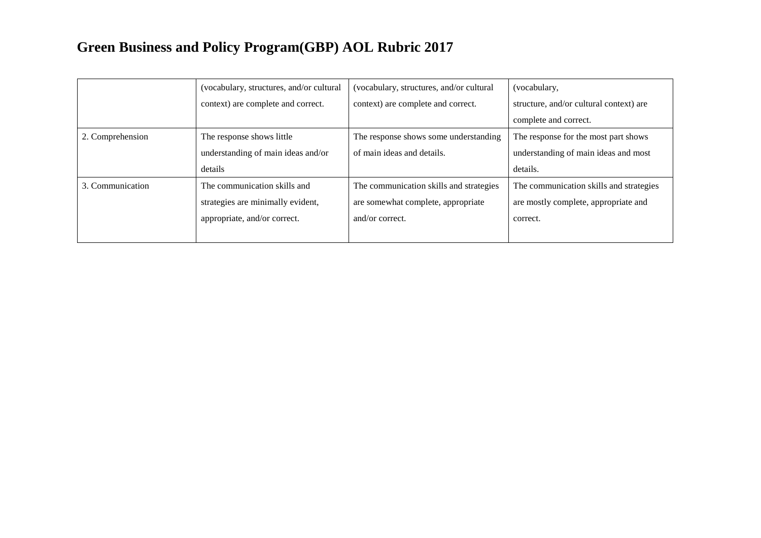# Green Business and Policy Program(GBP) AOL Rubric 2017

| | | | |
|---|---|---|---|
| | (vocabulary, structures, and/or cultural context) are complete and correct. | (vocabulary, structures, and/or cultural context) are complete and correct. | (vocabulary, structure, and/or cultural context) are complete and correct. |
| 2. Comprehension | The response shows little understanding of main ideas and/or details | The response shows some understanding of main ideas and details. | The response for the most part shows understanding of main ideas and most details. |
| 3. Communication | The communication skills and strategies are minimally evident, appropriate, and/or correct. | The communication skills and strategies are somewhat complete, appropriate and/or correct. | The communication skills and strategies are mostly complete, appropriate and correct. |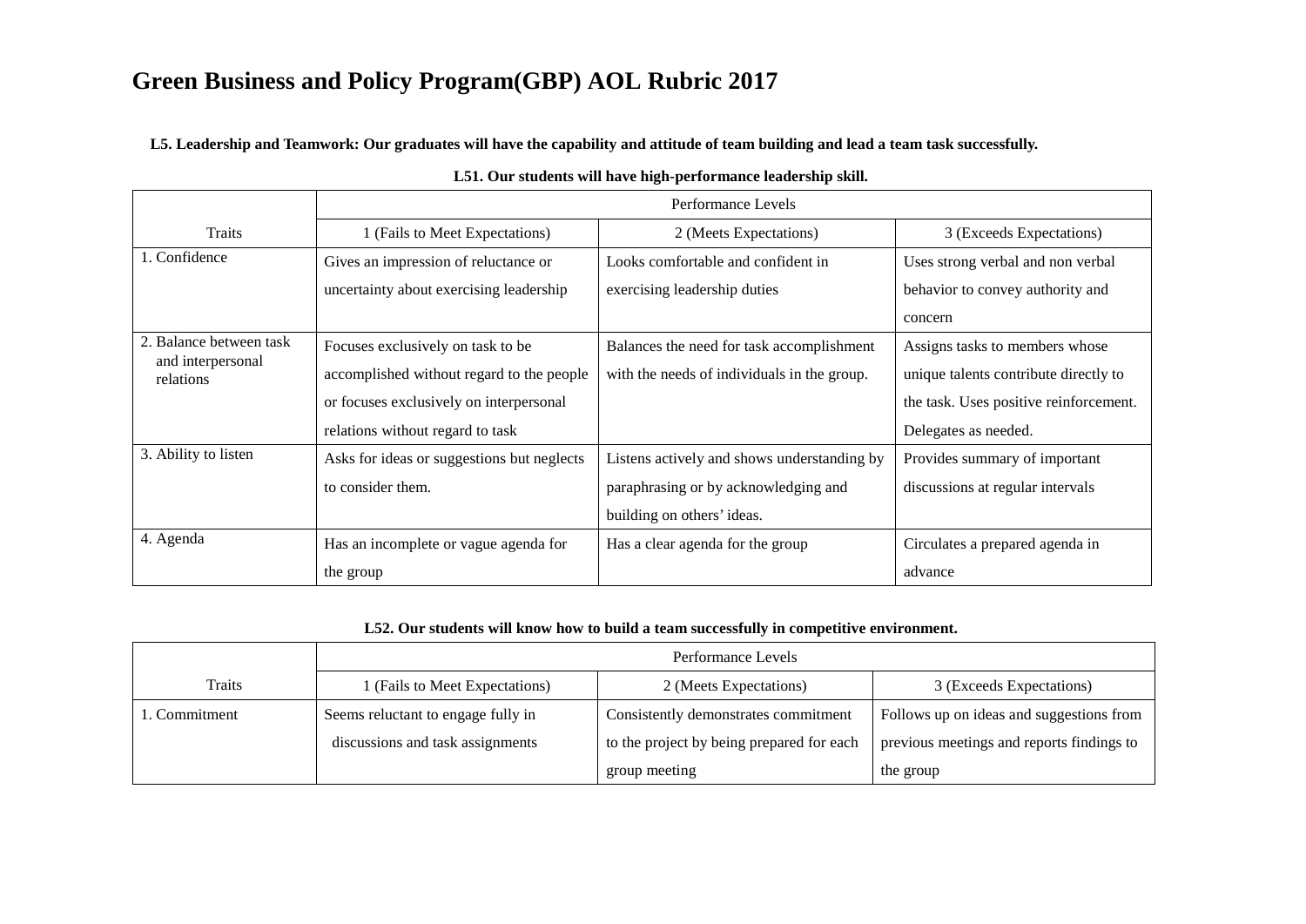# Green Business and Policy Program(GBP) AOL Rubric 2017

**L5. Leadership and Teamwork: Our graduates will have the capability and attitude of team building and lead a team task successfully.**

**L51. Our students will have high-performance leadership skill.**

| Traits | Performance Levels | | |
|---|---|---|---|
| | 1 (Fails to Meet Expectations) | 2 (Meets Expectations) | 3 (Exceeds Expectations) |
| 1. Confidence | Gives an impression of reluctance or uncertainty about exercising leadership | Looks comfortable and confident in exercising leadership duties | Uses strong verbal and non verbal behavior to convey authority and concern |
| 2. Balance between task and interpersonal relations | Focuses exclusively on task to be accomplished without regard to the people or focuses exclusively on interpersonal relations without regard to task | Balances the need for task accomplishment with the needs of individuals in the group. | Assigns tasks to members whose unique talents contribute directly to the task. Uses positive reinforcement. Delegates as needed. |
| 3. Ability to listen | Asks for ideas or suggestions but neglects to consider them. | Listens actively and shows understanding by paraphrasing or by acknowledging and building on others' ideas. | Provides summary of important discussions at regular intervals |
| 4. Agenda | Has an incomplete or vague agenda for the group | Has a clear agenda for the group | Circulates a prepared agenda in advance |

**L52. Our students will know how to build a team successfully in competitive environment.**

| Traits | Performance Levels | | |
|---|---|---|---|
| | 1 (Fails to Meet Expectations) | 2 (Meets Expectations) | 3 (Exceeds Expectations) |
| 1. Commitment | Seems reluctant to engage fully in discussions and task assignments | Consistently demonstrates commitment to the project by being prepared for each group meeting | Follows up on ideas and suggestions from previous meetings and reports findings to the group |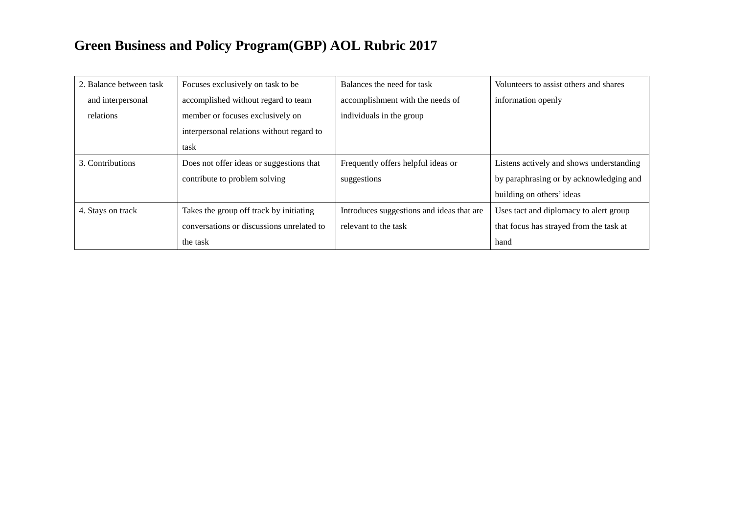# Green Business and Policy Program(GBP) AOL Rubric 2017

| | | | |
|---|---|---|---|
| 2. Balance between task and interpersonal relations | Focuses exclusively on task to be accomplished without regard to team member or focuses exclusively on interpersonal relations without regard to task | Balances the need for task accomplishment with the needs of individuals in the group | Volunteers to assist others and shares information openly |
| 3. Contributions | Does not offer ideas or suggestions that contribute to problem solving | Frequently offers helpful ideas or suggestions | Listens actively and shows understanding by paraphrasing or by acknowledging and building on others' ideas |
| 4. Stays on track | Takes the group off track by initiating conversations or discussions unrelated to the task | Introduces suggestions and ideas that are relevant to the task | Uses tact and diplomacy to alert group that focus has strayed from the task at hand |